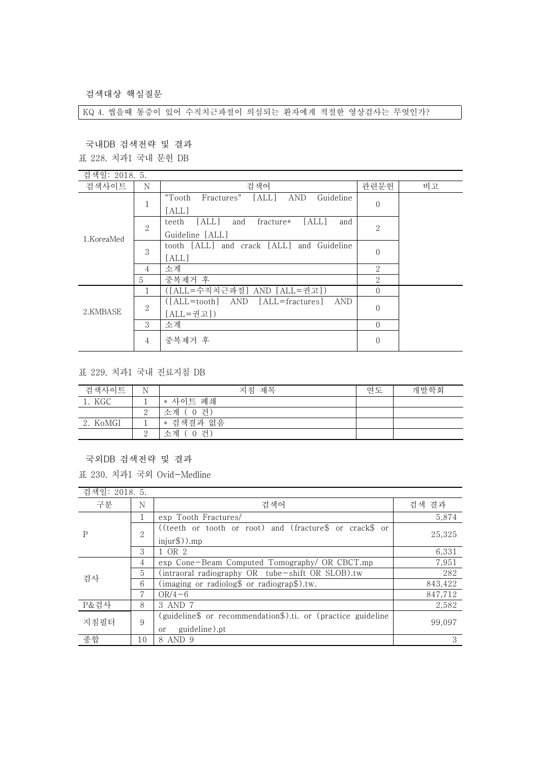### 검색대상 핵심질문

KQ 4. 씹을때 통증이 있어 수직치근파절이 의심되는 환자에게 적절한 영상검사는 무엇인가?

### 국내DB 검색전략 및 결과

표 228. 치과1 국내 문헌 DB

검색일: 2018. 5.

| 검색사이트 | N | 검색어 | 관련문헌 | 비고 |
|---|---|---|---|---|
| 1.KoreaMed | 1 | "Tooth Fractures" [ALL] AND Guideline [ALL] | 0 | |
| | 2 | teeth [ALL] and fracture* [ALL] and Guideline [ALL] | 2 | |
| | 3 | tooth [ALL] and crack [ALL] and Guideline [ALL] | 0 | |
| | 4 | 소계 | 2 | |
| | 5 | 중복제거 후 | 2 | |
| 2.KMBASE | 1 | ([ALL=수직치근파절] AND [ALL=권고]) | 0 | |
| | 2 | ([ALL=tooth] AND [ALL=fractures] AND [ALL=권고]) | 0 | |
| | 3 | 소계 | 0 | |
| | 4 | 중복제거 후 | 0 | |

표 229. 치과1 국내 진료지침 DB

| 검색사이트 | N | 지침 제목 | 연도 | 개발학회 |
|---|---|---|---|---|
| 1. KGC | 1 | * 사이트 폐쇄 | | |
| | 2 | 소계 ( 0 건) | | |
| 2. KoMGI | 1 | * 검색결과 없음 | | |
| | 2 | 소계 ( 0 건) | | |

### 국외DB 검색전략 및 결과

표 230. 치과1 국외 Ovid-Medline

검색일: 2018. 5.

| 구분 | N | 검색어 | 검색 결과 |
|---|---|---|---|
| P | 1 | exp Tooth Fractures/ | 5,874 |
| | 2 | ((teeth or tooth or root) and (fracture$ or crack$ or injur$)).mp | 25,325 |
| | 3 | 1 OR 2 | 6,331 |
| 검사 | 4 | exp Cone-Beam Computed Tomography/ OR CBCT.mp | 7,951 |
| | 5 | (intraoral radiography OR tube-shift OR SLOB).tw | 282 |
| | 6 | (imaging or radiolog$ or radiograp$).tw. | 843,422 |
| | 7 | OR/4-6 | 847,712 |
| P&검사 | 8 | 3 AND 7 | 2,582 |
| 지침필터 | 9 | (guideline$ or recommendation$).ti. or (practice guideline or guideline).pt | 99,097 |
| 종합 | 10 | 8 AND 9 | 3 |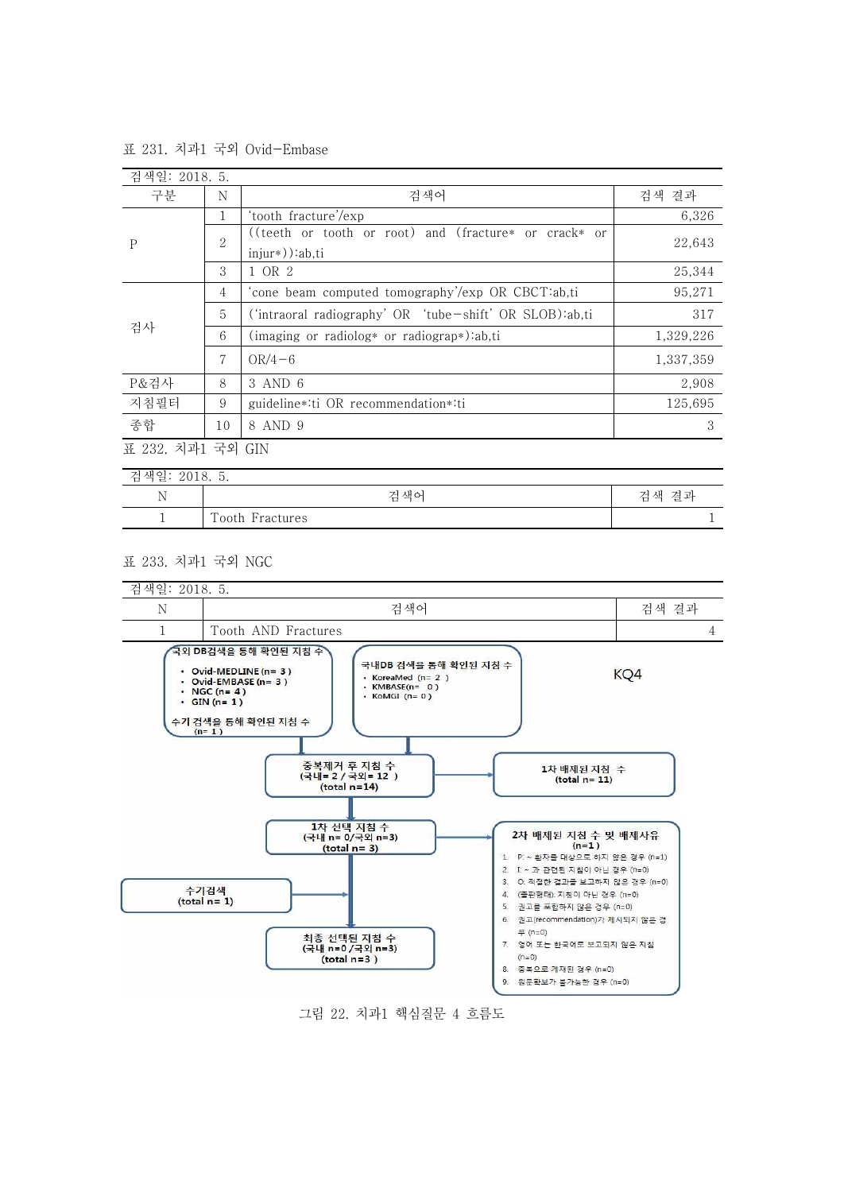표 231. 치과1 국외 Ovid-Embase

| 검색일: 2018. 5. | | | |
|---|---|---|---|
| 구분 | N | 검색어 | 검색 결과 |
| P | 1 | 'tooth fracture'/exp | 6,326 |
| | 2 | ((teeth or tooth or root) and (fracture* or crack* or injur*)):ab,ti | 22,643 |
| | 3 | 1 OR 2 | 25,344 |
| 검사 | 4 | 'cone beam computed tomography'/exp OR CBCT:ab,ti | 95,271 |
| | 5 | ('intraoral radiography' OR 'tube-shift' OR SLOB):ab,ti | 317 |
| | 6 | (imaging or radiolog* or radiograp*):ab,ti | 1,329,226 |
| | 7 | OR/4-6 | 1,337,359 |
| P&검사 | 8 | 3 AND 6 | 2,908 |
| 지침필터 | 9 | guideline*:ti OR recommendation*:ti | 125,695 |
| 종합 | 10 | 8 AND 9 | 3 |

표 232. 치과1 국외 GIN

| 검색일: 2018. 5. | | |
|---|---|---|
| N | 검색어 | 검색 결과 |
| 1 | Tooth Fractures | 1 |

표 233. 치과1 국외 NGC

| 검색일: 2018. 5. | | |
|---|---|---|
| N | 검색어 | 검색 결과 |
| 1 | Tooth AND Fractures | 4 |

KQ4

국외 DB검색을 통해 확인된 지침 수
- Ovid-MEDLINE (n= 3 )
- Ovid-EMBASE (n= 3 )
- NGC (n= 4 )
- GIN (n= 1 )

수기검색을 통해 확인된 지침 수 (n= 1 )

국내DB 검색을 통해 확인된 지침 수
- KoreaMed (n= 2 )
- KMBASE(n= 0 )
- KoMGI (n= 0 )

중복제거 후 지침 수 (국내= 2 / 국외= 12 ) (total n=14)

1차 배제된 지침 수 (total n= 11)

1차 선택 지침 수 (국내 n= 0/국외 n=3) (total n= 3)

2차 배제된 지침 수 및 배제사유 (n=1 )
1. P: ~ 환자를 대상으로 하지 않은 경우 (n=1)
2. I: ~ 과 관련된 지침이 아닌 경우 (n=0)
3. O: 적절한 결과를 보고하지 않은 경우 (n=0)
4. (출판형태): 지침이 아닌 경우 (n=0)
5. 권고를 포함하지 않은 경우 (n=0)
6. 권고(recommendation)가 제시되지 않은 경우 (n=0)
7. 영어 또는 한국어로 보고되지 않은 지침 (n=0)
8. 중복으로 게재된 경우 (n=0)
9. 원문확보가 불가능한 경우 (n=0)

수기검색 (total n= 1)

최종 선택된 지침 수 (국내 n=0 /국외 n=3) (total n=3 )

그림 22. 치과1 핵심질문 4 흐름도